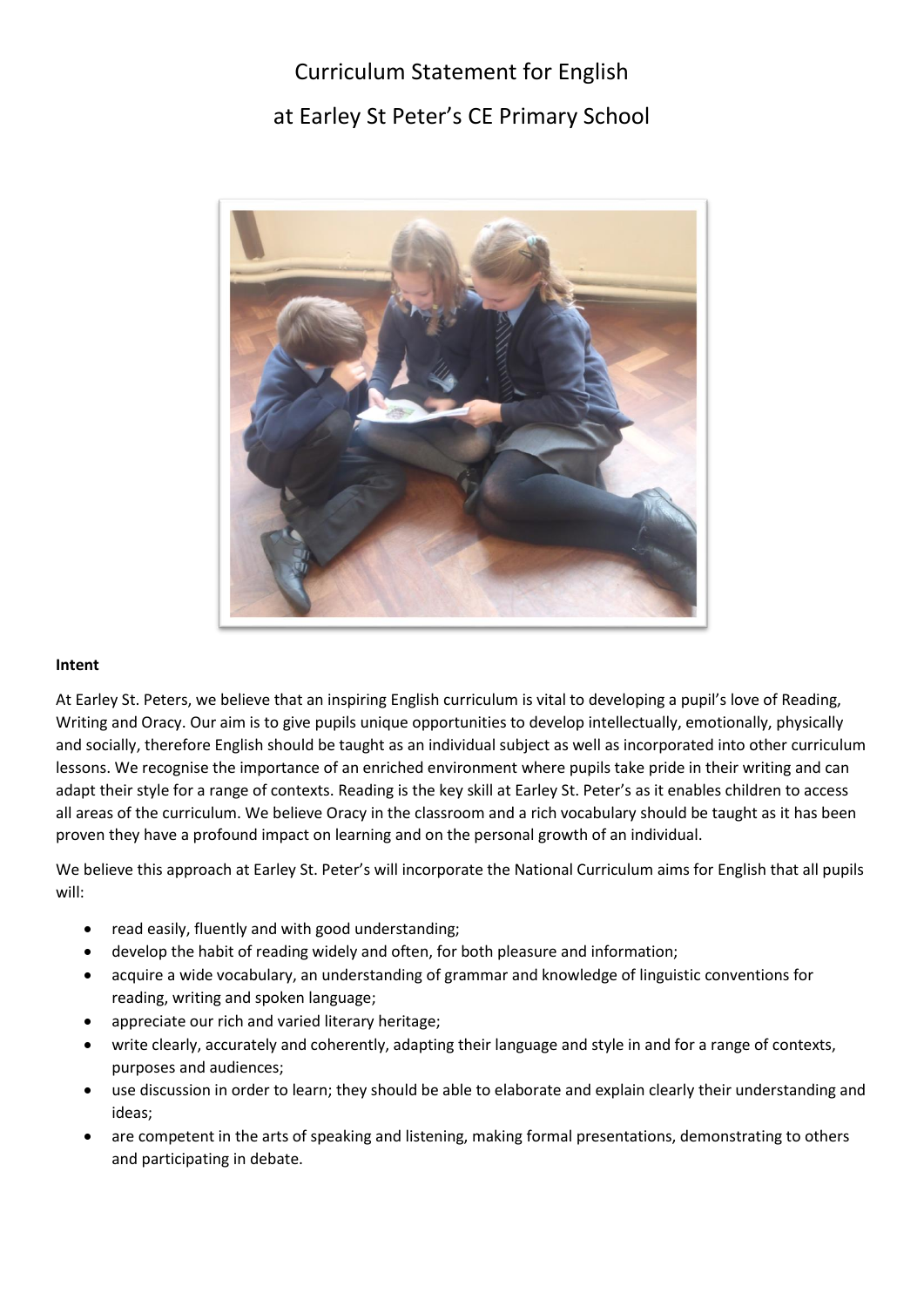# Curriculum Statement for English

# at Earley St Peter's CE Primary School

**Intent**

At Earley St. Peters, we believe that an inspiring English curriculum is vital to developing a pupil's love of Reading, Writing and Oracy. Our aim is to give pupils unique opportunities to develop intellectually, emotionally, physically and socially, therefore English should be taught as an individual subject as well as incorporated into other curriculum lessons. We recognise the importance of an enriched environment where pupils take pride in their writing and can adapt their style for a range of contexts. Reading is the key skill at Earley St. Peter's as it enables children to access all areas of the curriculum. We believe Oracy in the classroom and a rich vocabulary should be taught as it has been proven they have a profound impact on learning and on the personal growth of an individual.

We believe this approach at Earley St. Peter's will incorporate the National Curriculum aims for English that all pupils will:

- read easily, fluently and with good understanding;
- develop the habit of reading widely and often, for both pleasure and information;
- acquire a wide vocabulary, an understanding of grammar and knowledge of linguistic conventions for reading, writing and spoken language;
- appreciate our rich and varied literary heritage;
- write clearly, accurately and coherently, adapting their language and style in and for a range of contexts, purposes and audiences;
- use discussion in order to learn; they should be able to elaborate and explain clearly their understanding and ideas;
- are competent in the arts of speaking and listening, making formal presentations, demonstrating to others and participating in debate.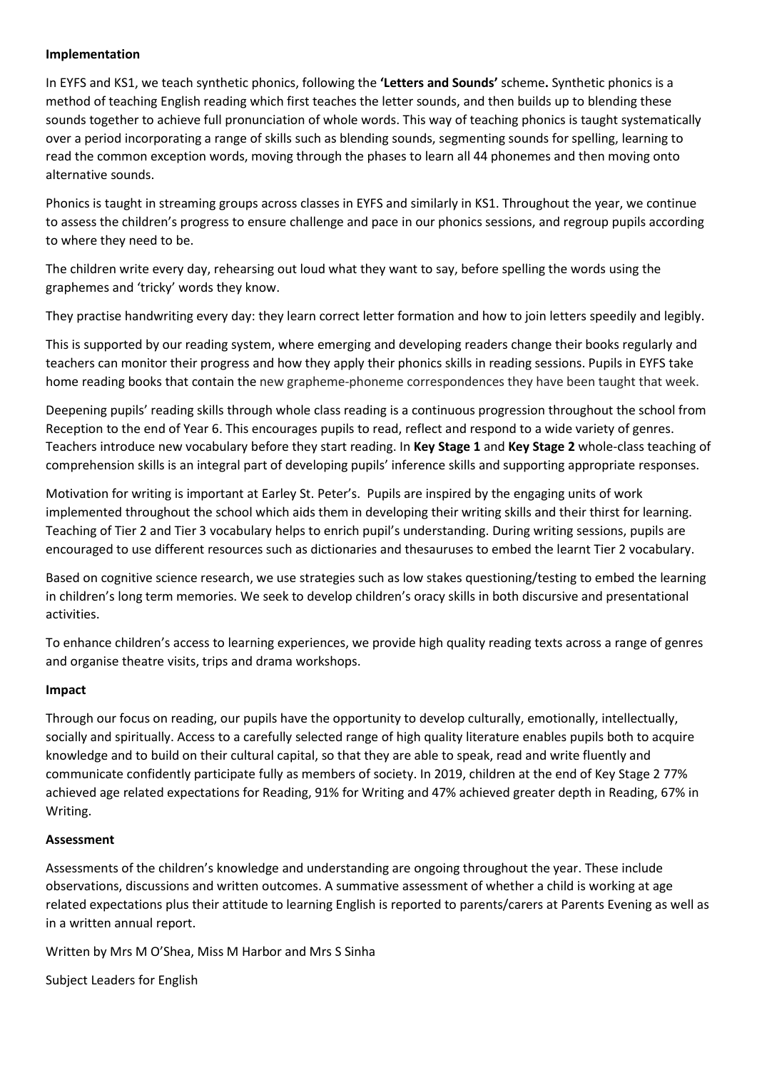**Implementation**

In EYFS and KS1, we teach synthetic phonics, following the **'Letters and Sounds'** scheme**.** Synthetic phonics is a method of teaching English reading which first teaches the letter sounds, and then builds up to blending these sounds together to achieve full pronunciation of whole words. This way of teaching phonics is taught systematically over a period incorporating a range of skills such as blending sounds, segmenting sounds for spelling, learning to read the common exception words, moving through the phases to learn all 44 phonemes and then moving onto alternative sounds.

Phonics is taught in streaming groups across classes in EYFS and similarly in KS1. Throughout the year, we continue to assess the children's progress to ensure challenge and pace in our phonics sessions, and regroup pupils according to where they need to be.

The children write every day, rehearsing out loud what they want to say, before spelling the words using the graphemes and 'tricky' words they know.

They practise handwriting every day: they learn correct letter formation and how to join letters speedily and legibly.

This is supported by our reading system, where emerging and developing readers change their books regularly and teachers can monitor their progress and how they apply their phonics skills in reading sessions. Pupils in EYFS take home reading books that contain the new grapheme-phoneme correspondences they have been taught that week.

Deepening pupils' reading skills through whole class reading is a continuous progression throughout the school from Reception to the end of Year 6. This encourages pupils to read, reflect and respond to a wide variety of genres. Teachers introduce new vocabulary before they start reading. In **Key Stage 1** and **Key Stage 2** whole-class teaching of comprehension skills is an integral part of developing pupils' inference skills and supporting appropriate responses.

Motivation for writing is important at Earley St. Peter's. Pupils are inspired by the engaging units of work implemented throughout the school which aids them in developing their writing skills and their thirst for learning. Teaching of Tier 2 and Tier 3 vocabulary helps to enrich pupil's understanding. During writing sessions, pupils are encouraged to use different resources such as dictionaries and thesauruses to embed the learnt Tier 2 vocabulary.

Based on cognitive science research, we use strategies such as low stakes questioning/testing to embed the learning in children's long term memories. We seek to develop children's oracy skills in both discursive and presentational activities.

To enhance children's access to learning experiences, we provide high quality reading texts across a range of genres and organise theatre visits, trips and drama workshops.

**Impact**

Through our focus on reading, our pupils have the opportunity to develop culturally, emotionally, intellectually, socially and spiritually. Access to a carefully selected range of high quality literature enables pupils both to acquire knowledge and to build on their cultural capital, so that they are able to speak, read and write fluently and communicate confidently participate fully as members of society. In 2019, children at the end of Key Stage 2 77% achieved age related expectations for Reading, 91% for Writing and 47% achieved greater depth in Reading, 67% in Writing.

**Assessment**

Assessments of the children's knowledge and understanding are ongoing throughout the year. These include observations, discussions and written outcomes. A summative assessment of whether a child is working at age related expectations plus their attitude to learning English is reported to parents/carers at Parents Evening as well as in a written annual report.

Written by Mrs M O'Shea, Miss M Harbor and Mrs S Sinha

Subject Leaders for English